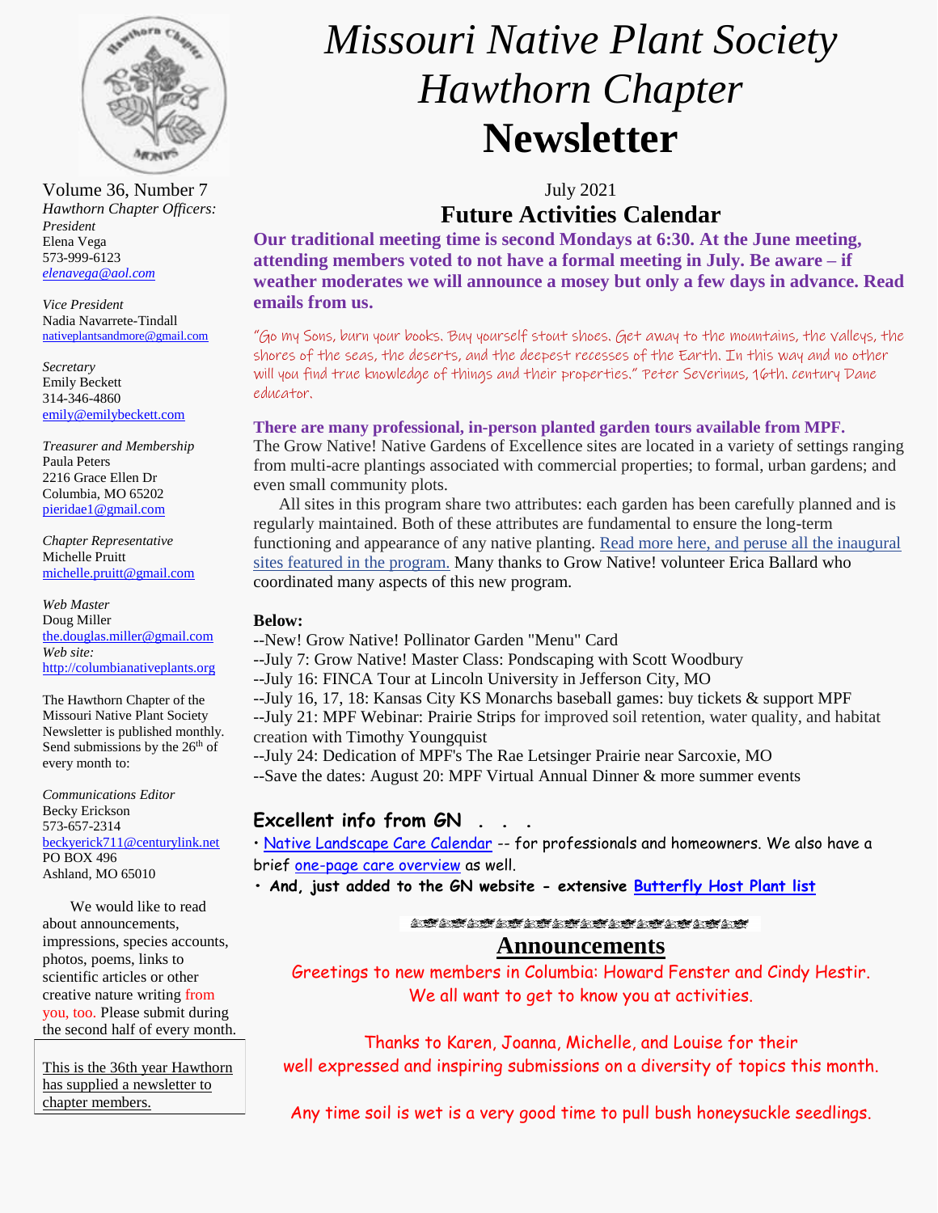# Missouri Native Plant Society Hawthorn Chapter Newsletter

Volume 36, Number 7

*Hawthorn Chapter Officers:*

*President*
Elena Vega
573-999-6123
*elenavega@aol.com*

*Vice President*
Nadia Navarrete-Tindall
nativeplantsandmore@gmail.com

*Secretary*
Emily Beckett
314-346-4860
emily@emilybeckett.com

*Treasurer and Membership*
Paula Peters
2216 Grace Ellen Dr
Columbia, MO 65202
pieridae1@gmail.com

*Chapter Representative*
Michelle Pruitt
michelle.pruitt@gmail.com

*Web Master*
Doug Miller
the.douglas.miller@gmail.com
*Web site:*
http://columbianativeplants.org

The Hawthorn Chapter of the Missouri Native Plant Society Newsletter is published monthly. Send submissions by the 26th of every month to:

*Communications Editor*
Becky Erickson
573-657-2314
beckyerick711@centurylink.net
PO BOX 496
Ashland, MO 65010

We would like to read about announcements, impressions, species accounts, photos, poems, links to scientific articles or other creative nature writing from you, too. Please submit during the second half of every month.

This is the 36th year Hawthorn has supplied a newsletter to chapter members.

July 2021

## Future Activities Calendar

**Our traditional meeting time is second Mondays at 6:30. At the June meeting, attending members voted to not have a formal meeting in July. Be aware – if weather moderates we will announce a mosey but only a few days in advance. Read emails from us.**

"Go my Sons, burn your books. Buy yourself stout shoes. Get away to the mountains, the valleys, the shores of the seas, the deserts, and the deepest recesses of the Earth. In this way and no other will you find true knowledge of things and their properties." Peter Severinus, 16th. century Dane educator.

**There are many professional, in-person planted garden tours available from MPF.**
The Grow Native! Native Gardens of Excellence sites are located in a variety of settings ranging from multi-acre plantings associated with commercial properties; to formal, urban gardens; and even small community plots.

All sites in this program share two attributes: each garden has been carefully planned and is regularly maintained. Both of these attributes are fundamental to ensure the long-term functioning and appearance of any native planting. Read more here, and peruse all the inaugural sites featured in the program. Many thanks to Grow Native! volunteer Erica Ballard who coordinated many aspects of this new program.

**Below:**
--New! Grow Native! Pollinator Garden "Menu" Card
--July 7: Grow Native! Master Class: Pondscaping with Scott Woodbury
--July 16: FINCA Tour at Lincoln University in Jefferson City, MO
--July 16, 17, 18: Kansas City KS Monarchs baseball games: buy tickets & support MPF
--July 21: MPF Webinar: Prairie Strips for improved soil retention, water quality, and habitat creation with Timothy Youngquist
--July 24: Dedication of MPF's The Rae Letsinger Prairie near Sarcoxie, MO
--Save the dates: August 20: MPF Virtual Annual Dinner & more summer events

### Excellent info from GN . . .

• Native Landscape Care Calendar -- for professionals and homeowners. We also have a brief one-page care overview as well.
• **And, just added to the GN website - extensive Butterfly Host Plant list**

## Announcements

Greetings to new members in Columbia: Howard Fenster and Cindy Hestir. We all want to get to know you at activities.

Thanks to Karen, Joanna, Michelle, and Louise for their well expressed and inspiring submissions on a diversity of topics this month.

Any time soil is wet is a very good time to pull bush honeysuckle seedlings.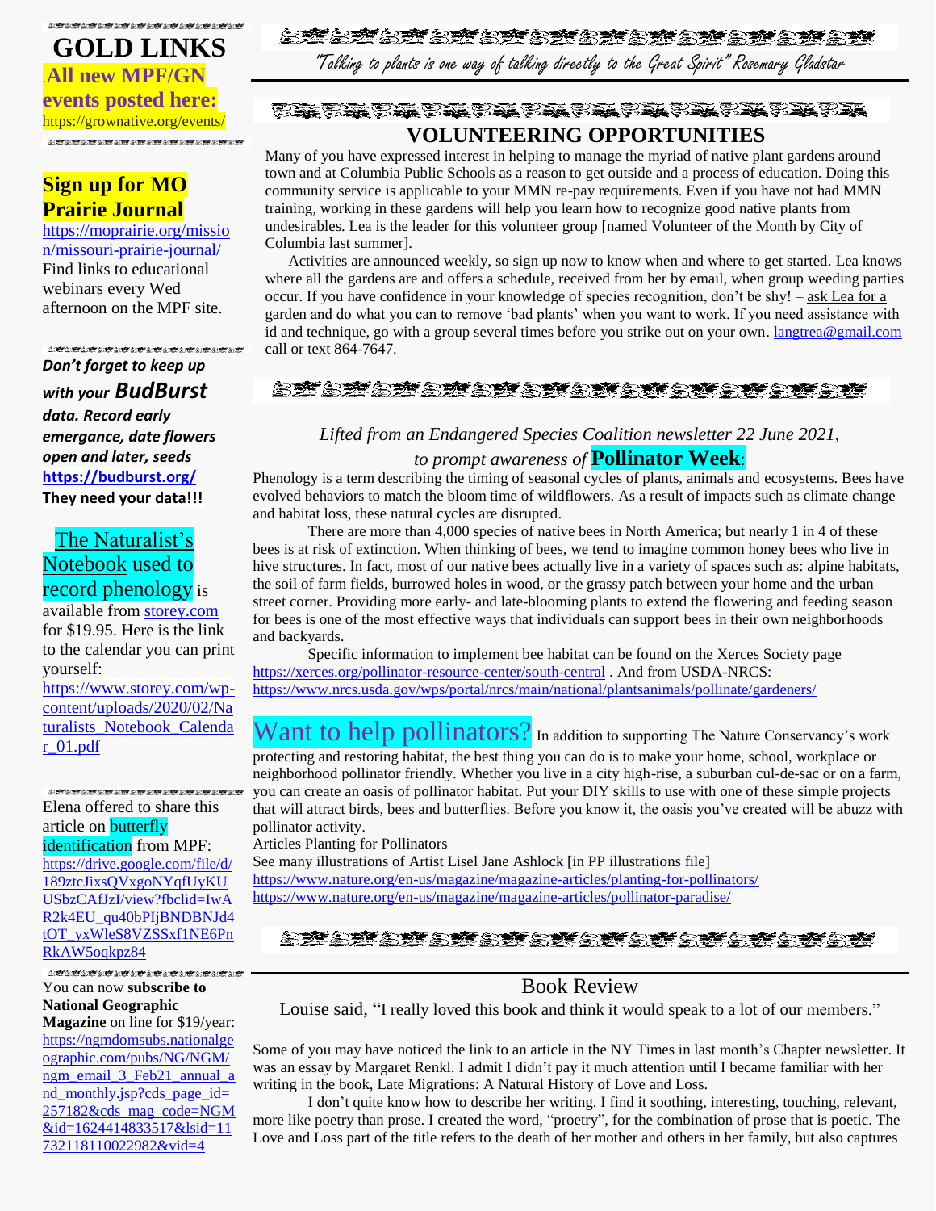## GOLD LINKS

**All new MPF/GN events posted here:**
https://grownative.org/events/

**Sign up for MO Prairie Journal**
https://moprairie.org/missouri-prairie-journal/
Find links to educational webinars every Wed afternoon on the MPF site.

***Don't forget to keep up with your BudBurst data. Record early emergance, date flowers open and later, seeds***
**https://budburst.org/**
**They need your data!!!**

The Naturalist's Notebook used to record phenology is available from storey.com for $19.95. Here is the link to the calendar you can print yourself:
https://www.storey.com/wp-content/uploads/2020/02/Naturalists_Notebook_Calendar_01.pdf

Elena offered to share this article on butterfly identification from MPF:
https://drive.google.com/file/d/189ztcJixsQVxgoNYqfUyKUUSbzCAfJzI/view?fbclid=IwAR2k4EU_qu40bPIjBNDBNJd4tOT_yxWleS8VZSSxf1NE6PnRkAW5oqkpz84

You can now **subscribe to National Geographic Magazine** on line for $19/year:
https://ngmdomsubs.nationalgeographic.com/pubs/NG/NGM/ngm_email_3_Feb21_annual_and_monthly.jsp?cds_page_id=257182&cds_mag_code=NGM&id=1624414833517&lsid=11732118110022982&vid=4

"Talking to plants is one way of talking directly to the Great Spirit" Rosemary Gladstar

## VOLUNTEERING OPPORTUNITIES

Many of you have expressed interest in helping to manage the myriad of native plant gardens around town and at Columbia Public Schools as a reason to get outside and a process of education. Doing this community service is applicable to your MMN re-pay requirements. Even if you have not had MMN training, working in these gardens will help you learn how to recognize good native plants from undesirables. Lea is the leader for this volunteer group [named Volunteer of the Month by City of Columbia last summer].

Activities are announced weekly, so sign up now to know when and where to get started. Lea knows where all the gardens are and offers a schedule, received from her by email, when group weeding parties occur. If you have confidence in your knowledge of species recognition, don't be shy! – ask Lea for a garden and do what you can to remove 'bad plants' when you want to work. If you need assistance with id and technique, go with a group several times before you strike out on your own. langtrea@gmail.com call or text 864-7647.

*Lifted from an Endangered Species Coalition newsletter 22 June 2021, to prompt awareness of* **Pollinator Week**:

Phenology is a term describing the timing of seasonal cycles of plants, animals and ecosystems. Bees have evolved behaviors to match the bloom time of wildflowers. As a result of impacts such as climate change and habitat loss, these natural cycles are disrupted.

There are more than 4,000 species of native bees in North America; but nearly 1 in 4 of these bees is at risk of extinction. When thinking of bees, we tend to imagine common honey bees who live in hive structures. In fact, most of our native bees actually live in a variety of spaces such as: alpine habitats, the soil of farm fields, burrowed holes in wood, or the grassy patch between your home and the urban street corner. Providing more early- and late-blooming plants to extend the flowering and feeding season for bees is one of the most effective ways that individuals can support bees in their own neighborhoods and backyards.

Specific information to implement bee habitat can be found on the Xerces Society page https://xerces.org/pollinator-resource-center/south-central . And from USDA-NRCS: https://www.nrcs.usda.gov/wps/portal/nrcs/main/national/plantsanimals/pollinate/gardeners/

Want to help pollinators? In addition to supporting The Nature Conservancy's work protecting and restoring habitat, the best thing you can do is to make your home, school, workplace or neighborhood pollinator friendly. Whether you live in a city high-rise, a suburban cul-de-sac or on a farm, you can create an oasis of pollinator habitat. Put your DIY skills to use with one of these simple projects that will attract birds, bees and butterflies. Before you know it, the oasis you've created will be abuzz with pollinator activity.

Articles Planting for Pollinators
See many illustrations of Artist Lisel Jane Ashlock [in PP illustrations file]
https://www.nature.org/en-us/magazine/magazine-articles/planting-for-pollinators/
https://www.nature.org/en-us/magazine/magazine-articles/pollinator-paradise/

## Book Review

Louise said, "I really loved this book and think it would speak to a lot of our members."

Some of you may have noticed the link to an article in the NY Times in last month's Chapter newsletter. It was an essay by Margaret Renkl. I admit I didn't pay it much attention until I became familiar with her writing in the book, Late Migrations: A Natural History of Love and Loss.

I don't quite know how to describe her writing. I find it soothing, interesting, touching, relevant, more like poetry than prose. I created the word, "proetry", for the combination of prose that is poetic. The Love and Loss part of the title refers to the death of her mother and others in her family, but also captures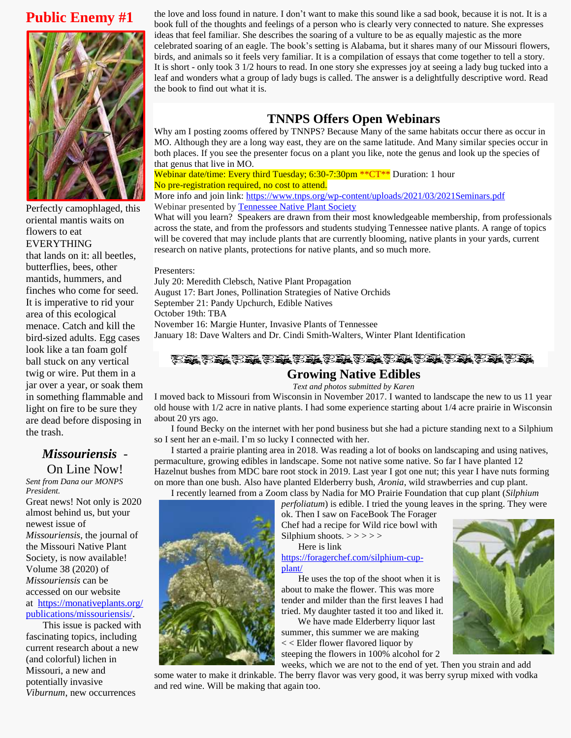## Public Enemy #1

Perfectly camophlaged, this oriental mantis waits on flowers to eat EVERYTHING that lands on it: all beetles, butterflies, bees, other mantids, hummers, and finches who come for seed. It is imperative to rid your area of this ecological menace. Catch and kill the bird-sized adults. Egg cases look like a tan foam golf ball stuck on any vertical twig or wire. Put them in a jar over a year, or soak them in something flammable and light on fire to be sure they are dead before disposing in the trash.

## *Missouriensis* - On Line Now!

*Sent from Dana our MONPS President.*

Great news! Not only is 2020 almost behind us, but your newest issue of *Missouriensis*, the journal of the Missouri Native Plant Society, is now available! Volume 38 (2020) of *Missouriensis* can be accessed on our website at https://monativeplants.org/publications/missouriensis/.

This issue is packed with fascinating topics, including current research about a new (and colorful) lichen in Missouri, a new and potentially invasive *Viburnum*, new occurrences

the love and loss found in nature. I don't want to make this sound like a sad book, because it is not. It is a book full of the thoughts and feelings of a person who is clearly very connected to nature. She expresses ideas that feel familiar. She describes the soaring of a vulture to be as equally majestic as the more celebrated soaring of an eagle. The book's setting is Alabama, but it shares many of our Missouri flowers, birds, and animals so it feels very familiar. It is a compilation of essays that come together to tell a story. It is short - only took 3 1/2 hours to read. In one story she expresses joy at seeing a lady bug tucked into a leaf and wonders what a group of lady bugs is called. The answer is a delightfully descriptive word. Read the book to find out what it is.

## TNNPS Offers Open Webinars

Why am I posting zooms offered by TNNPS? Because Many of the same habitats occur there as occur in MO. Although they are a long way east, they are on the same latitude. And Many similar species occur in both places. If you see the presenter focus on a plant you like, note the genus and look up the species of that genus that live in MO.

Webinar date/time: Every third Tuesday; 6:30-7:30pm **CT** Duration: 1 hour
No pre-registration required, no cost to attend.
More info and join link: https://www.tnps.org/wp-content/uploads/2021/03/2021Seminars.pdf
Webinar presented by Tennessee Native Plant Society

What will you learn? Speakers are drawn from their most knowledgeable membership, from professionals across the state, and from the professors and students studying Tennessee native plants. A range of topics will be covered that may include plants that are currently blooming, native plants in your yards, current research on native plants, protections for native plants, and so much more.

Presenters:
July 20: Meredith Clebsch, Native Plant Propagation
August 17: Bart Jones, Pollination Strategies of Native Orchids
September 21: Pandy Upchurch, Edible Natives
October 19th: TBA
November 16: Margie Hunter, Invasive Plants of Tennessee
January 18: Dave Walters and Dr. Cindi Smith-Walters, Winter Plant Identification

## Growing Native Edibles

*Text and photos submitted by Karen*

I moved back to Missouri from Wisconsin in November 2017. I wanted to landscape the new to us 11 year old house with 1/2 acre in native plants. I had some experience starting about 1/4 acre prairie in Wisconsin about 20 yrs ago.

I found Becky on the internet with her pond business but she had a picture standing next to a Silphium so I sent her an e-mail. I'm so lucky I connected with her.

I started a prairie planting area in 2018. Was reading a lot of books on landscaping and using natives, permaculture, growing edibles in landscape. Some not native some native. So far I have planted 12 Hazelnut bushes from MDC bare root stock in 2019. Last year I got one nut; this year I have nuts forming on more than one bush. Also have planted Elderberry bush, *Aronia*, wild strawberries and cup plant.

I recently learned from a Zoom class by Nadia for MO Prairie Foundation that cup plant (*Silphium perfoliatum*) is edible. I tried the young leaves in the spring. They were ok. Then I saw on FaceBook The Forager Chef had a recipe for Wild rice bowl with Silphium shoots. > > > > >

Here is link https://foragerchef.com/silphium-cup-plant/

He uses the top of the shoot when it is about to make the flower. This was more tender and milder than the first leaves I had tried. My daughter tasted it too and liked it.

We have made Elderberry liquor last summer, this summer we are making < < Elder flower flavored liquor by steeping the flowers in 100% alcohol for 2 weeks, which we are not to the end of yet. Then you strain and add some water to make it drinkable. The berry flavor was very good, it was berry syrup mixed with vodka and red wine. Will be making that again too.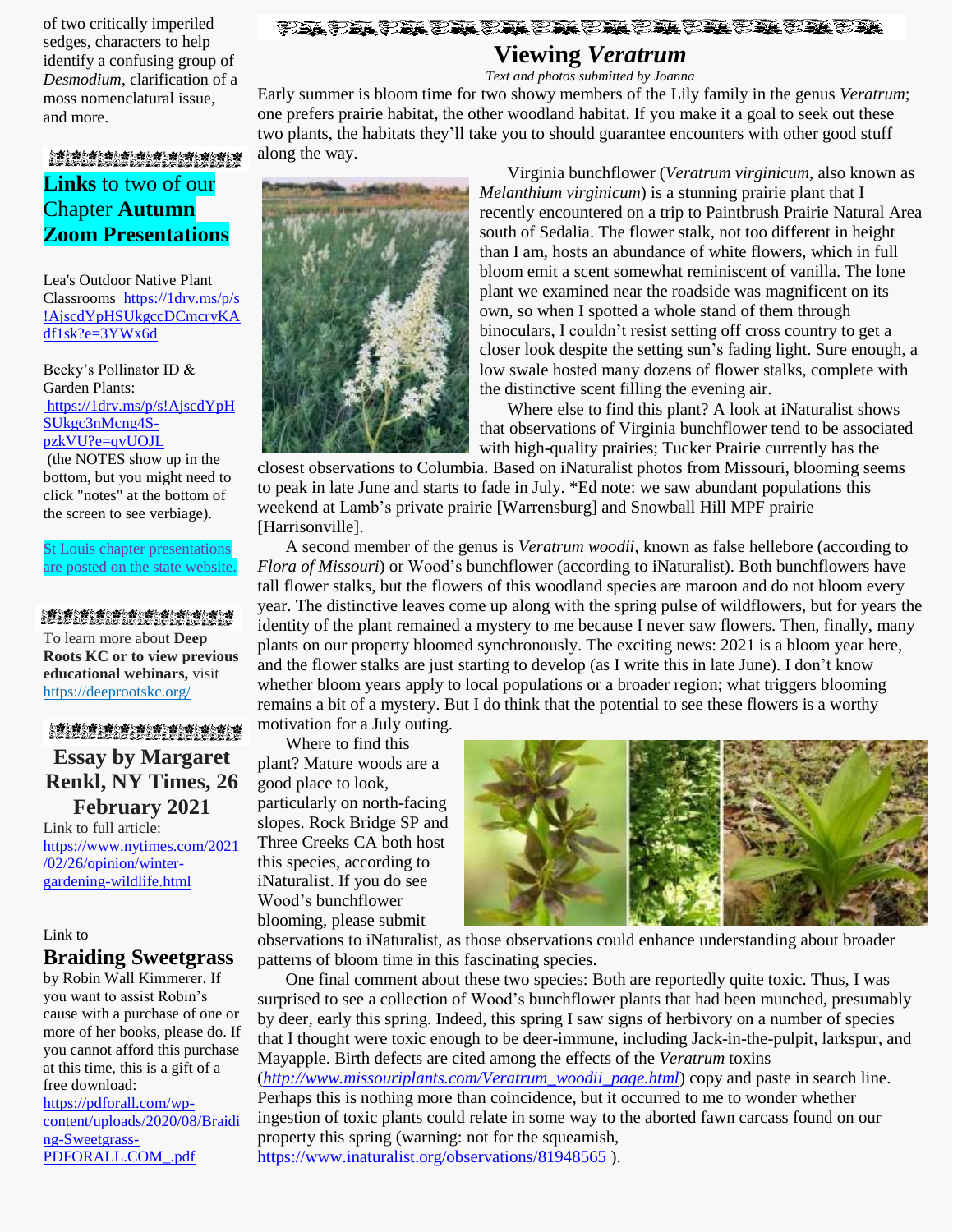of two critically imperiled sedges, characters to help identify a confusing group of *Desmodium*, clarification of a moss nomenclatural issue, and more.

## **Links** to two of our Chapter **Autumn Zoom Presentations**

Lea's Outdoor Native Plant Classrooms https://1drv.ms/p/s!AjscdYpHSUkgccDCmcryKAdf1sk?e=3YWx6d

Becky's Pollinator ID & Garden Plants: https://1drv.ms/p/s!AjscdYpHSUkgc3nMcng4S-pzkVU?e=qvUOJL (the NOTES show up in the bottom, but you might need to click "notes" at the bottom of the screen to see verbiage).

St Louis chapter presentations are posted on the state website.

To learn more about **Deep Roots KC or to view previous educational webinars,** visit https://deeprootskc.org/

## Essay by Margaret Renkl, NY Times, 26 February 2021

Link to full article: https://www.nytimes.com/2021/02/26/opinion/winter-gardening-wildlife.html

Link to

## Braiding Sweetgrass

by Robin Wall Kimmerer. If you want to assist Robin's cause with a purchase of one or more of her books, please do. If you cannot afford this purchase at this time, this is a gift of a free download: https://pdforall.com/wp-content/uploads/2020/08/Braiding-Sweetgrass-PDFORALL.COM_.pdf

# Viewing *Veratrum*

*Text and photos submitted by Joanna*

Early summer is bloom time for two showy members of the Lily family in the genus *Veratrum*; one prefers prairie habitat, the other woodland habitat. If you make it a goal to seek out these two plants, the habitats they'll take you to should guarantee encounters with other good stuff along the way.

Virginia bunchflower (*Veratrum virginicum*, also known as *Melanthium virginicum*) is a stunning prairie plant that I recently encountered on a trip to Paintbrush Prairie Natural Area south of Sedalia. The flower stalk, not too different in height than I am, hosts an abundance of white flowers, which in full bloom emit a scent somewhat reminiscent of vanilla. The lone plant we examined near the roadside was magnificent on its own, so when I spotted a whole stand of them through binoculars, I couldn't resist setting off cross country to get a closer look despite the setting sun's fading light. Sure enough, a low swale hosted many dozens of flower stalks, complete with the distinctive scent filling the evening air.

Where else to find this plant? A look at iNaturalist shows that observations of Virginia bunchflower tend to be associated with high-quality prairies; Tucker Prairie currently has the closest observations to Columbia. Based on iNaturalist photos from Missouri, blooming seems to peak in late June and starts to fade in July. *Ed note: we saw abundant populations this weekend at Lamb's private prairie [Warrensburg] and Snowball Hill MPF prairie [Harrisonville].

A second member of the genus is *Veratrum woodii*, known as false hellebore (according to *Flora of Missouri*) or Wood's bunchflower (according to iNaturalist). Both bunchflowers have tall flower stalks, but the flowers of this woodland species are maroon and do not bloom every year. The distinctive leaves come up along with the spring pulse of wildflowers, but for years the identity of the plant remained a mystery to me because I never saw flowers. Then, finally, many plants on our property bloomed synchronously. The exciting news: 2021 is a bloom year here, and the flower stalks are just starting to develop (as I write this in late June). I don't know whether bloom years apply to local populations or a broader region; what triggers blooming remains a bit of a mystery. But I do think that the potential to see these flowers is a worthy motivation for a July outing.

Where to find this plant? Mature woods are a good place to look, particularly on north-facing slopes. Rock Bridge SP and Three Creeks CA both host this species, according to iNaturalist. If you do see Wood's bunchflower blooming, please submit observations to iNaturalist, as those observations could enhance understanding about broader patterns of bloom time in this fascinating species.

One final comment about these two species: Both are reportedly quite toxic. Thus, I was surprised to see a collection of Wood's bunchflower plants that had been munched, presumably by deer, early this spring. Indeed, this spring I saw signs of herbivory on a number of species that I thought were toxic enough to be deer-immune, including Jack-in-the-pulpit, larkspur, and Mayapple. Birth defects are cited among the effects of the *Veratrum* toxins (*http://www.missouriplants.com/Veratrum_woodii_page.html*) copy and paste in search line. Perhaps this is nothing more than coincidence, but it occurred to me to wonder whether ingestion of toxic plants could relate in some way to the aborted fawn carcass found on our property this spring (warning: not for the squeamish, https://www.inaturalist.org/observations/81948565 ).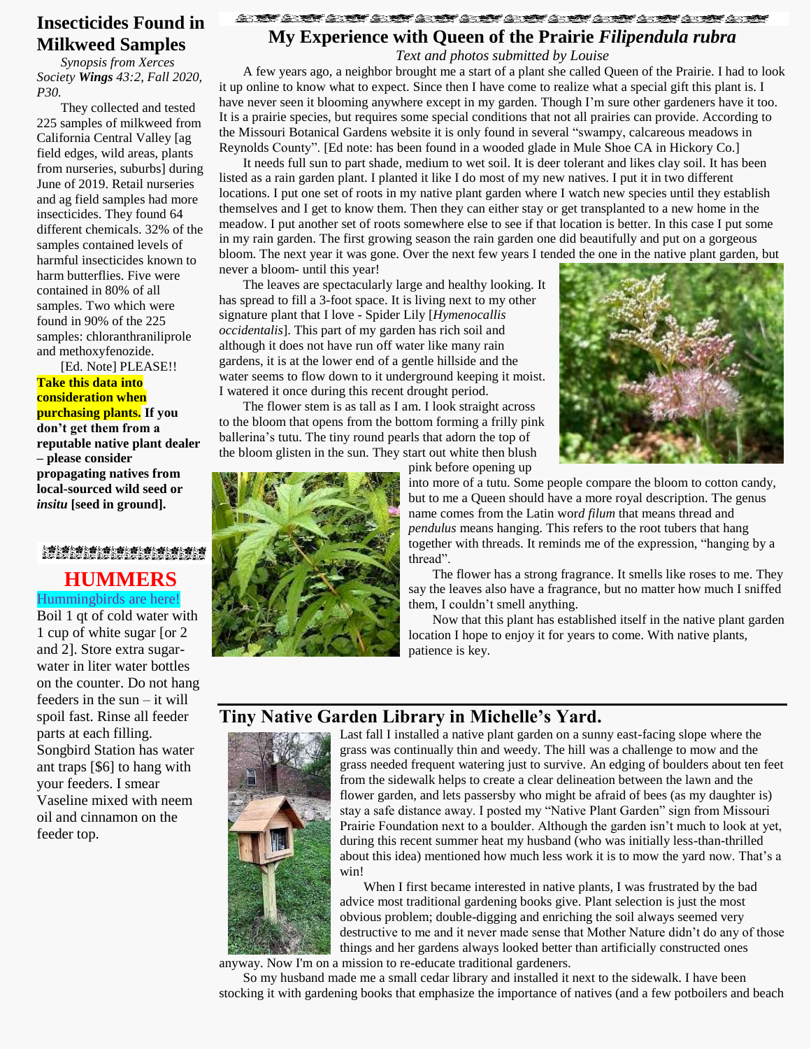## Insecticides Found in Milkweed Samples

*Synopsis from Xerces Society **Wings** 43:2, Fall 2020, P30.*

They collected and tested 225 samples of milkweed from California Central Valley [ag field edges, wild areas, plants from nurseries, suburbs] during June of 2019. Retail nurseries and ag field samples had more insecticides. They found 64 different chemicals. 32% of the samples contained levels of harmful insecticides known to harm butterflies. Five were contained in 80% of all samples. Two which were found in 90% of the 225 samples: chloranthraniliprole and methoxyfenozide.

[Ed. Note] PLEASE!! **Take this data into consideration when purchasing plants. If you don't get them from a reputable native plant dealer – please consider propagating natives from local-sourced wild seed or *insitu* [seed in ground].**

## HUMMERS

Hummingbirds are here!

Boil 1 qt of cold water with 1 cup of white sugar [or 2 and 2]. Store extra sugar-water in liter water bottles on the counter. Do not hang feeders in the sun – it will spoil fast. Rinse all feeder parts at each filling. Songbird Station has water ant traps [$6] to hang with your feeders. I smear Vaseline mixed with neem oil and cinnamon on the feeder top.

## My Experience with Queen of the Prairie *Filipendula rubra*

*Text and photos submitted by Louise*

A few years ago, a neighbor brought me a start of a plant she called Queen of the Prairie. I had to look it up online to know what to expect. Since then I have come to realize what a special gift this plant is. I have never seen it blooming anywhere except in my garden. Though I'm sure other gardeners have it too. It is a prairie species, but requires some special conditions that not all prairies can provide. According to the Missouri Botanical Gardens website it is only found in several "swampy, calcareous meadows in Reynolds County". [Ed note: has been found in a wooded glade in Mule Shoe CA in Hickory Co.]

It needs full sun to part shade, medium to wet soil. It is deer tolerant and likes clay soil. It has been listed as a rain garden plant. I planted it like I do most of my new natives. I put it in two different locations. I put one set of roots in my native plant garden where I watch new species until they establish themselves and I get to know them. Then they can either stay or get transplanted to a new home in the meadow. I put another set of roots somewhere else to see if that location is better. In this case I put some in my rain garden. The first growing season the rain garden one did beautifully and put on a gorgeous bloom. The next year it was gone. Over the next few years I tended the one in the native plant garden, but never a bloom- until this year!

The leaves are spectacularly large and healthy looking. It has spread to fill a 3-foot space. It is living next to my other signature plant that I love - Spider Lily [*Hymenocallis occidentalis*]. This part of my garden has rich soil and although it does not have run off water like many rain gardens, it is at the lower end of a gentle hillside and the water seems to flow down to it underground keeping it moist. I watered it once during this recent drought period.

The flower stem is as tall as I am. I look straight across to the bloom that opens from the bottom forming a frilly pink ballerina's tutu. The tiny round pearls that adorn the top of the bloom glisten in the sun. They start out white then blush pink before opening up into more of a tutu. Some people compare the bloom to cotton candy, but to me a Queen should have a more royal description. The genus name comes from the Latin word *filum* that means thread and *pendulus* means hanging. This refers to the root tubers that hang together with threads. It reminds me of the expression, "hanging by a thread".

The flower has a strong fragrance. It smells like roses to me. They say the leaves also have a fragrance, but no matter how much I sniffed them, I couldn't smell anything.

Now that this plant has established itself in the native plant garden location I hope to enjoy it for years to come. With native plants, patience is key.

## Tiny Native Garden Library in Michelle's Yard.

Last fall I installed a native plant garden on a sunny east-facing slope where the grass was continually thin and weedy. The hill was a challenge to mow and the grass needed frequent watering just to survive. An edging of boulders about ten feet from the sidewalk helps to create a clear delineation between the lawn and the flower garden, and lets passersby who might be afraid of bees (as my daughter is) stay a safe distance away. I posted my "Native Plant Garden" sign from Missouri Prairie Foundation next to a boulder. Although the garden isn't much to look at yet, during this recent summer heat my husband (who was initially less-than-thrilled about this idea) mentioned how much less work it is to mow the yard now. That's a win!

When I first became interested in native plants, I was frustrated by the bad advice most traditional gardening books give. Plant selection is just the most obvious problem; double-digging and enriching the soil always seemed very destructive to me and it never made sense that Mother Nature didn't do any of those things and her gardens always looked better than artificially constructed ones anyway. Now I'm on a mission to re-educate traditional gardeners.

So my husband made me a small cedar library and installed it next to the sidewalk. I have been stocking it with gardening books that emphasize the importance of natives (and a few potboilers and beach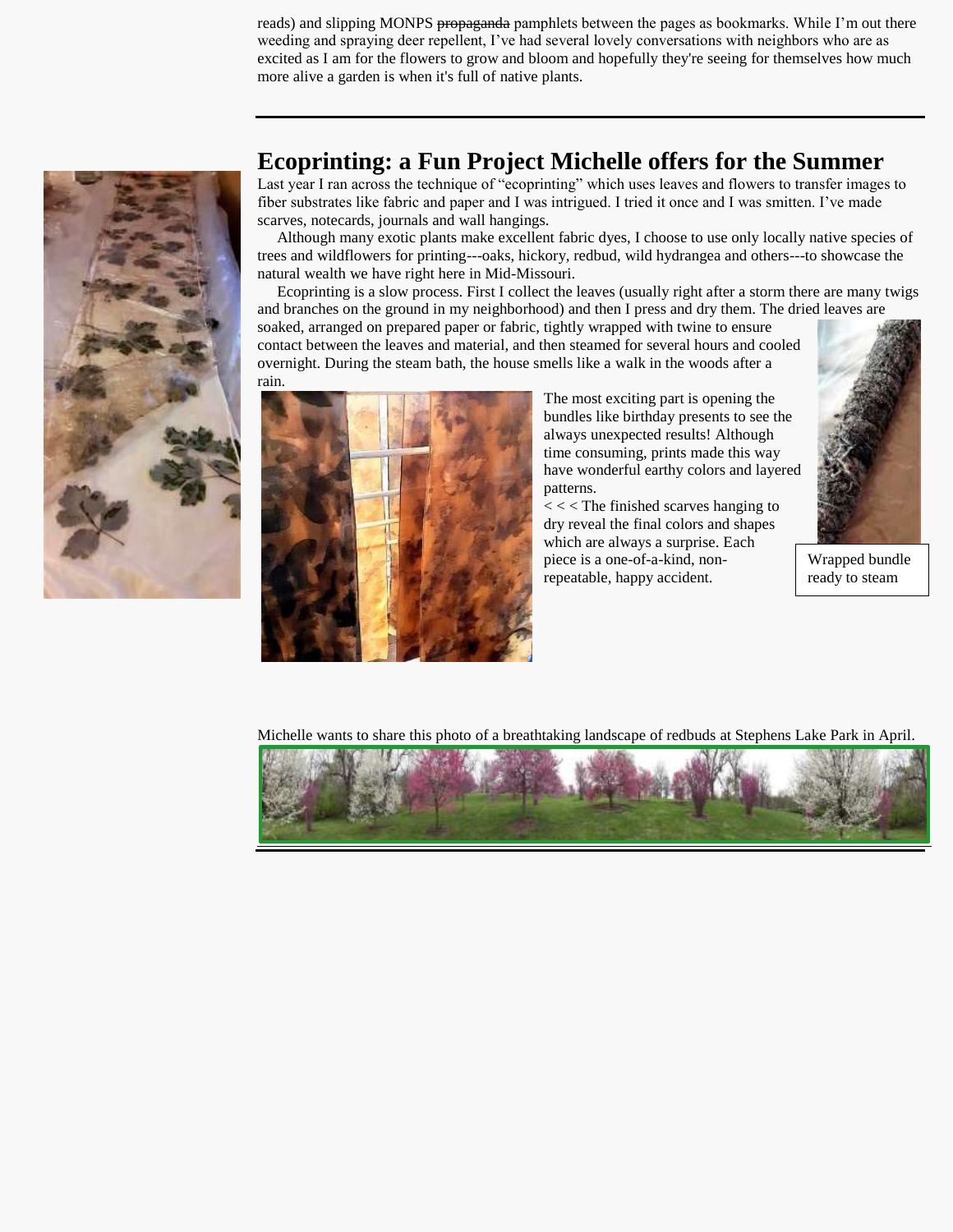reads) and slipping MONPS ~~propaganda~~ pamphlets between the pages as bookmarks. While I'm out there weeding and spraying deer repellent, I've had several lovely conversations with neighbors who are as excited as I am for the flowers to grow and bloom and hopefully they're seeing for themselves how much more alive a garden is when it's full of native plants.

---

## Ecoprinting: a Fun Project Michelle offers for the Summer

Last year I ran across the technique of "ecoprinting" which uses leaves and flowers to transfer images to fiber substrates like fabric and paper and I was intrigued. I tried it once and I was smitten. I've made scarves, notecards, journals and wall hangings.

Although many exotic plants make excellent fabric dyes, I choose to use only locally native species of trees and wildflowers for printing---oaks, hickory, redbud, wild hydrangea and others---to showcase the natural wealth we have right here in Mid-Missouri.

Ecoprinting is a slow process. First I collect the leaves (usually right after a storm there are many twigs and branches on the ground in my neighborhood) and then I press and dry them. The dried leaves are soaked, arranged on prepared paper or fabric, tightly wrapped with twine to ensure contact between the leaves and material, and then steamed for several hours and cooled overnight. During the steam bath, the house smells like a walk in the woods after a rain.

The most exciting part is opening the bundles like birthday presents to see the always unexpected results! Although time consuming, prints made this way have wonderful earthy colors and layered patterns.

< < < The finished scarves hanging to dry reveal the final colors and shapes which are always a surprise. Each piece is a one-of-a-kind, non-repeatable, happy accident.

Wrapped bundle ready to steam

Michelle wants to share this photo of a breathtaking landscape of redbuds at Stephens Lake Park in April.

---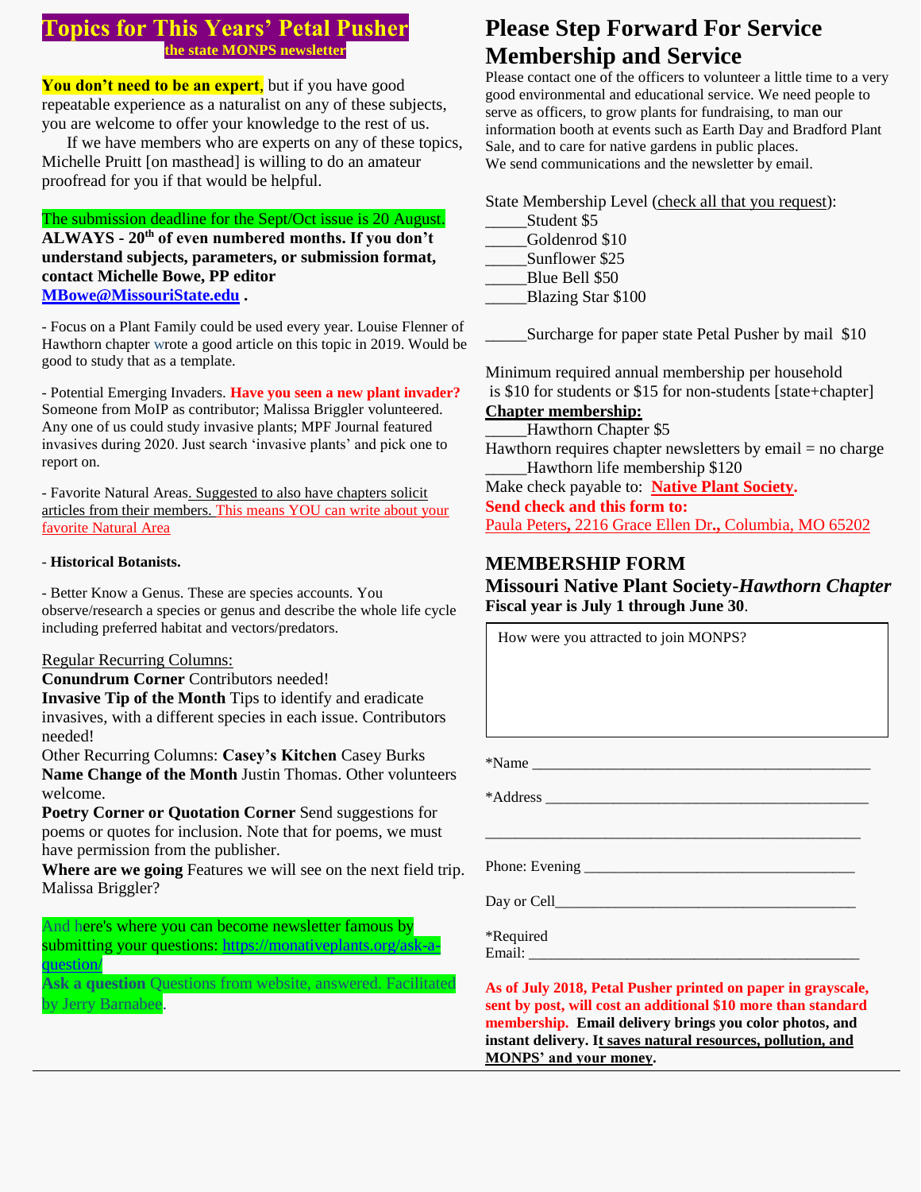# Topics for This Years' Petal Pusher

**the state MONPS newsletter**

**You don't need to be an expert**, but if you have good repeatable experience as a naturalist on any of these subjects, you are welcome to offer your knowledge to the rest of us.

If we have members who are experts on any of these topics, Michelle Pruitt [on masthead] is willing to do an amateur proofread for you if that would be helpful.

The submission deadline for the Sept/Oct issue is 20 August. **ALWAYS - 20th of even numbered months. If you don't understand subjects, parameters, or submission format, contact Michelle Bowe, PP editor MBowe@MissouriState.edu .**

- Focus on a Plant Family could be used every year. Louise Flenner of Hawthorn chapter wrote a good article on this topic in 2019. Would be good to study that as a template.

- Potential Emerging Invaders. **Have you seen a new plant invader?** Someone from MoIP as contributor; Malissa Briggler volunteered. Any one of us could study invasive plants; MPF Journal featured invasives during 2020. Just search 'invasive plants' and pick one to report on.

- Favorite Natural Areas. Suggested to also have chapters solicit articles from their members. This means YOU can write about your favorite Natural Area

- **Historical Botanists.**

- Better Know a Genus. These are species accounts. You observe/research a species or genus and describe the whole life cycle including preferred habitat and vectors/predators.

Regular Recurring Columns:

**Conundrum Corner** Contributors needed!

**Invasive Tip of the Month** Tips to identify and eradicate invasives, with a different species in each issue. Contributors needed!

Other Recurring Columns: **Casey's Kitchen** Casey Burks

**Name Change of the Month** Justin Thomas. Other volunteers welcome.

**Poetry Corner or Quotation Corner** Send suggestions for poems or quotes for inclusion. Note that for poems, we must have permission from the publisher.

**Where are we going** Features we will see on the next field trip. Malissa Briggler?

And here's where you can become newsletter famous by submitting your questions: https://monativeplants.org/ask-a-question/

**Ask a question** Questions from website, answered. Facilitated by Jerry Barnabee.

# Please Step Forward For Service Membership and Service

Please contact one of the officers to volunteer a little time to a very good environmental and educational service. We need people to serve as officers, to grow plants for fundraising, to man our information booth at events such as Earth Day and Bradford Plant Sale, and to care for native gardens in public places.
We send communications and the newsletter by email.

State Membership Level (check all that you request):

_____Student $5
_____Goldenrod $10
_____Sunflower $25
_____Blue Bell $50
_____Blazing Star $100

_____Surcharge for paper state Petal Pusher by mail $10

Minimum required annual membership per household is $10 for students or $15 for non-students [state+chapter]

**Chapter membership:**

_____Hawthorn Chapter $5
Hawthorn requires chapter newsletters by email = no charge
_____Hawthorn life membership $120

Make check payable to: **Native Plant Society.**

**Send check and this form to:**
Paula Peters, 2216 Grace Ellen Dr., Columbia, MO 65202

## MEMBERSHIP FORM

**Missouri Native Plant Society-*Hawthorn Chapter***

**Fiscal year is July 1 through June 30**.

How were you attracted to join MONPS?

*Name _______________________________________________

*Address _____________________________________________

_____________________________________________________

Phone: Evening ______________________________________

Day or Cell__________________________________________

*Required
Email: _______________________________________________

**As of July 2018, Petal Pusher printed on paper in grayscale, sent by post, will cost an additional $10 more than standard membership. Email delivery brings you color photos, and instant delivery. It saves natural resources, pollution, and MONPS' and your money.**